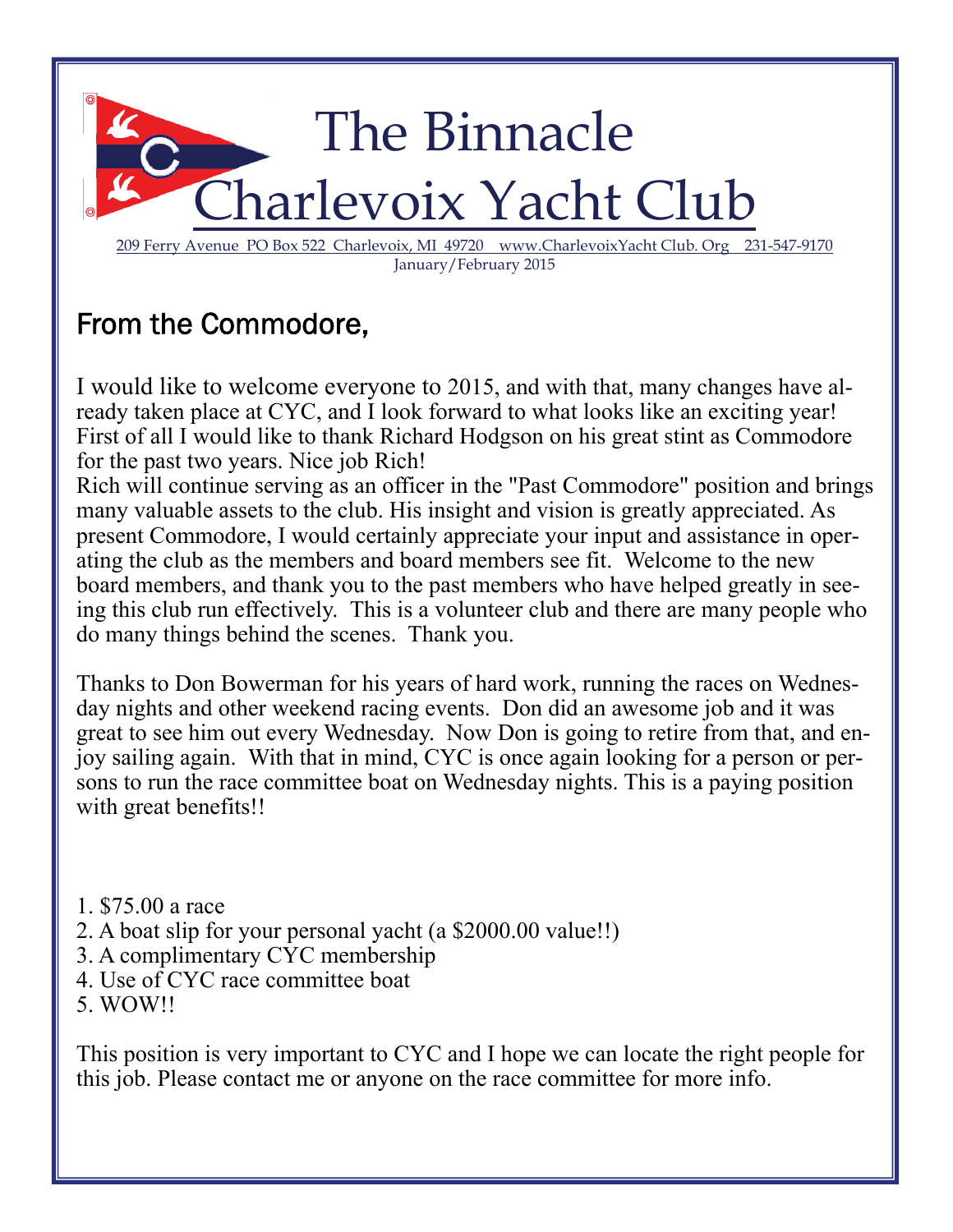# The Binnacle
# Charlevoix Yacht Club

209 Ferry Avenue PO Box 522 Charlevoix, MI 49720 www.CharlevoixYacht Club. Org 231-547-9170

January/February 2015

## From the Commodore,

I would like to welcome everyone to 2015, and with that, many changes have already taken place at CYC, and I look forward to what looks like an exciting year! First of all I would like to thank Richard Hodgson on his great stint as Commodore for the past two years. Nice job Rich!
Rich will continue serving as an officer in the "Past Commodore" position and brings many valuable assets to the club. His insight and vision is greatly appreciated. As present Commodore, I would certainly appreciate your input and assistance in operating the club as the members and board members see fit. Welcome to the new board members, and thank you to the past members who have helped greatly in seeing this club run effectively. This is a volunteer club and there are many people who do many things behind the scenes. Thank you.

Thanks to Don Bowerman for his years of hard work, running the races on Wednesday nights and other weekend racing events. Don did an awesome job and it was great to see him out every Wednesday. Now Don is going to retire from that, and enjoy sailing again. With that in mind, CYC is once again looking for a person or persons to run the race committee boat on Wednesday nights. This is a paying position with great benefits!!

1. $75.00 a race
2. A boat slip for your personal yacht (a $2000.00 value!!)
3. A complimentary CYC membership
4. Use of CYC race committee boat
5. WOW!!

This position is very important to CYC and I hope we can locate the right people for this job. Please contact me or anyone on the race committee for more info.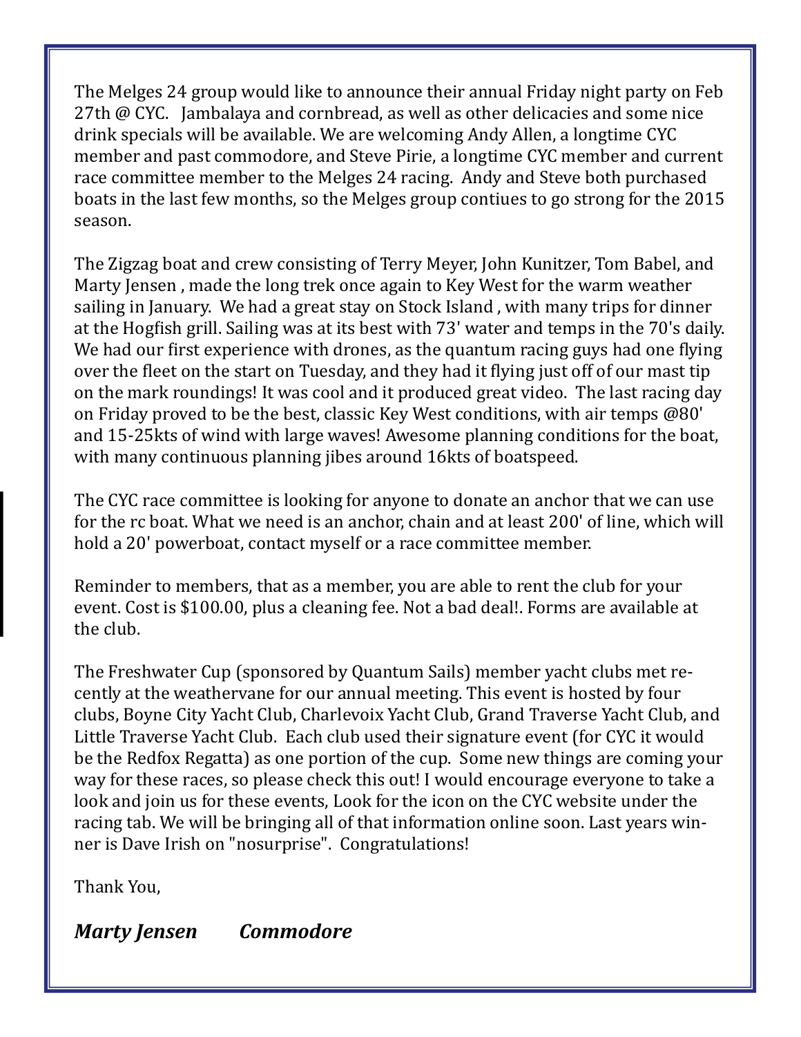The Melges 24 group would like to announce their annual Friday night party on Feb 27th @ CYC.   Jambalaya and cornbread, as well as other delicacies and some nice drink specials will be available. We are welcoming Andy Allen, a longtime CYC member and past commodore, and Steve Pirie, a longtime CYC member and current race committee member to the Melges 24 racing.  Andy and Steve both purchased boats in the last few months, so the Melges group contiues to go strong for the 2015 season.

The Zigzag boat and crew consisting of Terry Meyer, John Kunitzer, Tom Babel, and Marty Jensen , made the long trek once again to Key West for the warm weather sailing in January.  We had a great stay on Stock Island , with many trips for dinner at the Hogfish grill. Sailing was at its best with 73' water and temps in the 70's daily. We had our first experience with drones, as the quantum racing guys had one flying over the fleet on the start on Tuesday, and they had it flying just off of our mast tip on the mark roundings! It was cool and it produced great video.  The last racing day on Friday proved to be the best, classic Key West conditions, with air temps @80' and 15-25kts of wind with large waves! Awesome planning conditions for the boat, with many continuous planning jibes around 16kts of boatspeed.

The CYC race committee is looking for anyone to donate an anchor that we can use for the rc boat. What we need is an anchor, chain and at least 200' of line, which will hold a 20' powerboat, contact myself or a race committee member.

Reminder to members, that as a member, you are able to rent the club for your event. Cost is $100.00, plus a cleaning fee. Not a bad deal!. Forms are available at the club.

The Freshwater Cup (sponsored by Quantum Sails) member yacht clubs met recently at the weathervane for our annual meeting. This event is hosted by four clubs, Boyne City Yacht Club, Charlevoix Yacht Club, Grand Traverse Yacht Club, and Little Traverse Yacht Club.  Each club used their signature event (for CYC it would be the Redfox Regatta) as one portion of the cup.  Some new things are coming your way for these races, so please check this out! I would encourage everyone to take a look and join us for these events, Look for the icon on the CYC website under the racing tab. We will be bringing all of that information online soon. Last years winner is Dave Irish on "nosurprise".  Congratulations!

Thank You,

***Marty Jensen        Commodore***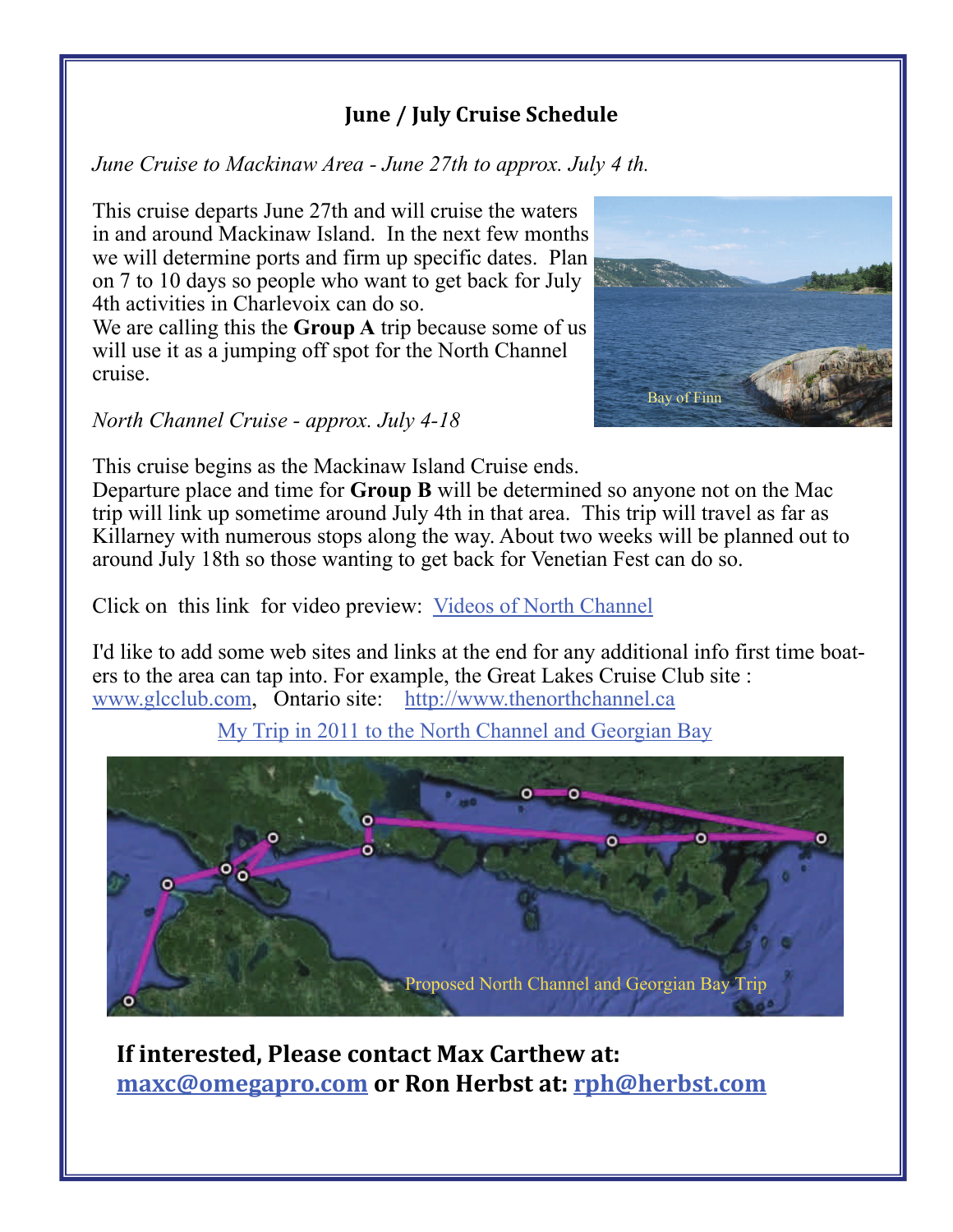## June / July Cruise Schedule

*June Cruise to Mackinaw Area - June 27th to approx. July 4 th.*

This cruise departs June 27th and will cruise the waters in and around Mackinaw Island. In the next few months we will determine ports and firm up specific dates. Plan on 7 to 10 days so people who want to get back for July 4th activities in Charlevoix can do so.
We are calling this the **Group A** trip because some of us will use it as a jumping off spot for the North Channel cruise.

Bay of Finn

*North Channel Cruise - approx. July 4-18*

This cruise begins as the Mackinaw Island Cruise ends.
Departure place and time for **Group B** will be determined so anyone not on the Mac trip will link up sometime around July 4th in that area. This trip will travel as far as Killarney with numerous stops along the way. About two weeks will be planned out to around July 18th so those wanting to get back for Venetian Fest can do so.

Click on this link for video preview: Videos of North Channel

I'd like to add some web sites and links at the end for any additional info first time boaters to the area can tap into. For example, the Great Lakes Cruise Club site : www.glcclub.com, Ontario site: http://www.thenorthchannel.ca

My Trip in 2011 to the North Channel and Georgian Bay

Proposed North Channel and Georgian Bay Trip

**If interested, Please contact Max Carthew at: maxc@omegapro.com or Ron Herbst at: rph@herbst.com**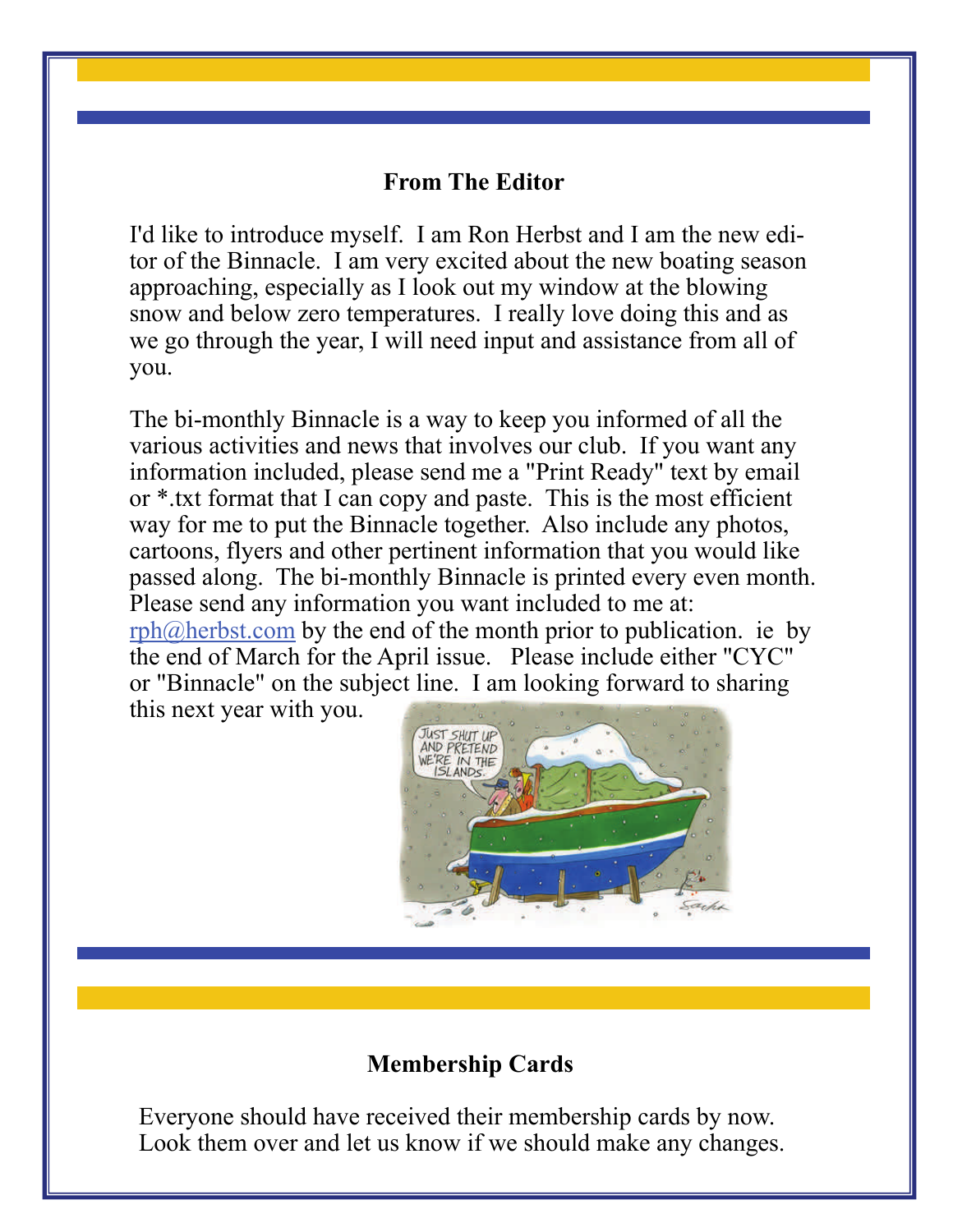## From The Editor

I'd like to introduce myself. I am Ron Herbst and I am the new editor of the Binnacle. I am very excited about the new boating season approaching, especially as I look out my window at the blowing snow and below zero temperatures. I really love doing this and as we go through the year, I will need input and assistance from all of you.

The bi-monthly Binnacle is a way to keep you informed of all the various activities and news that involves our club. If you want any information included, please send me a "Print Ready" text by email or *.txt format that I can copy and paste. This is the most efficient way for me to put the Binnacle together. Also include any photos, cartoons, flyers and other pertinent information that you would like passed along. The bi-monthly Binnacle is printed every even month. Please send any information you want included to me at: rph@herbst.com by the end of the month prior to publication. ie by the end of March for the April issue. Please include either "CYC" or "Binnacle" on the subject line. I am looking forward to sharing this next year with you.

## Membership Cards

Everyone should have received their membership cards by now. Look them over and let us know if we should make any changes.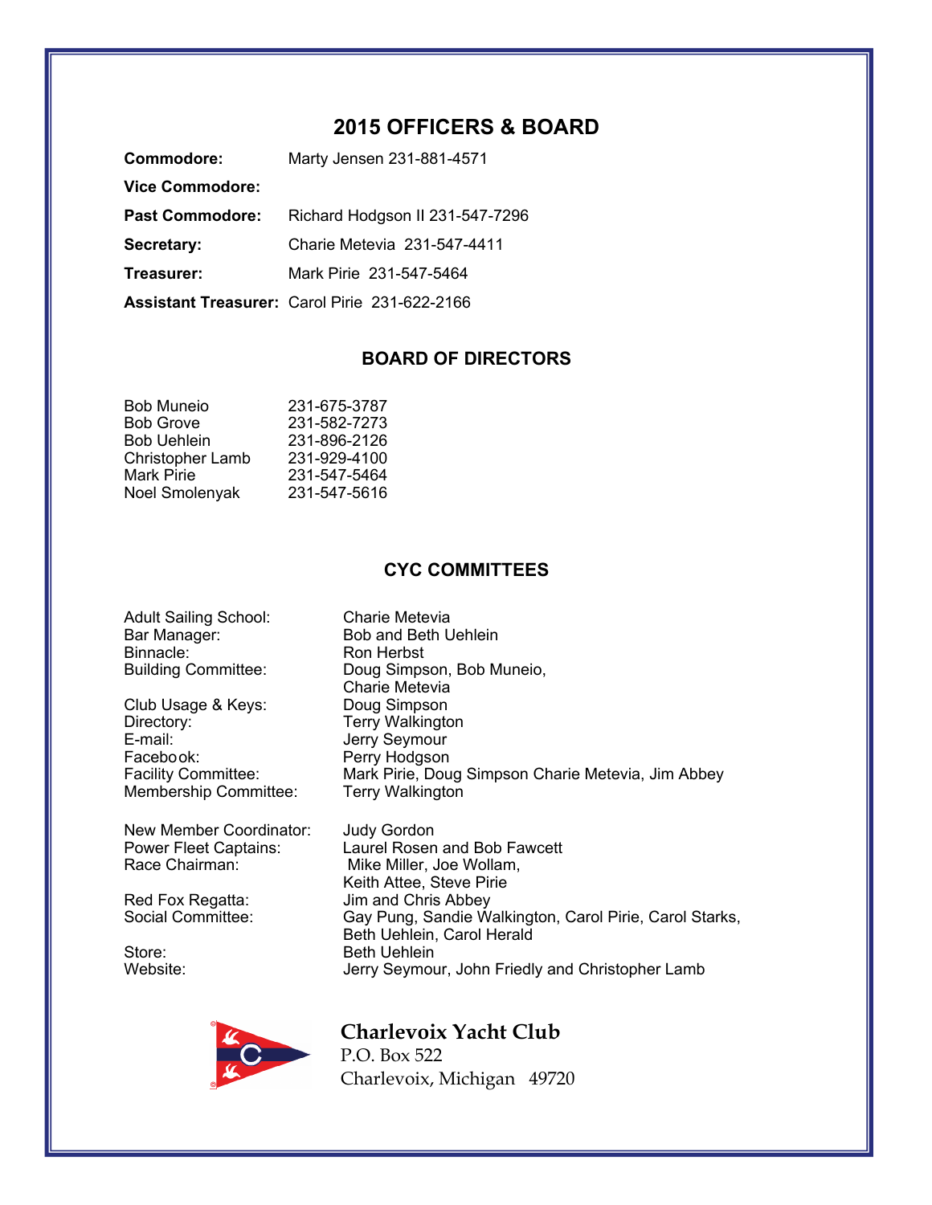## 2015 OFFICERS & BOARD

| | |
|---|---|
| **Commodore:** | Marty Jensen 231-881-4571 |
| **Vice Commodore:** | |
| **Past Commodore:** | Richard Hodgson II 231-547-7296 |
| **Secretary:** | Charie Metevia 231-547-4411 |
| **Treasurer:** | Mark Pirie 231-547-5464 |
| **Assistant Treasurer:** | Carol Pirie 231-622-2166 |

### BOARD OF DIRECTORS

| | |
|---|---|
| Bob Muneio | 231-675-3787 |
| Bob Grove | 231-582-7273 |
| Bob Uehlein | 231-896-2126 |
| Christopher Lamb | 231-929-4100 |
| Mark Pirie | 231-547-5464 |
| Noel Smolenyak | 231-547-5616 |

### CYC COMMITTEES

| | |
|---|---|
| Adult Sailing School: | Charie Metevia |
| Bar Manager: | Bob and Beth Uehlein |
| Binnacle: | Ron Herbst |
| Building Committee: | Doug Simpson, Bob Muneio, Charie Metevia |
| Club Usage & Keys: | Doug Simpson |
| Directory: | Terry Walkington |
| E-mail: | Jerry Seymour |
| Facebook: | Perry Hodgson |
| Facility Committee: | Mark Pirie, Doug Simpson Charie Metevia, Jim Abbey |
| Membership Committee: | Terry Walkington |
| New Member Coordinator: | Judy Gordon |
| Power Fleet Captains: | Laurel Rosen and Bob Fawcett |
| Race Chairman: | Mike Miller, Joe Wollam, Keith Attee, Steve Pirie |
| Red Fox Regatta: | Jim and Chris Abbey |
| Social Committee: | Gay Pung, Sandie Walkington, Carol Pirie, Carol Starks, Beth Uehlein, Carol Herald |
| Store: | Beth Uehlein |
| Website: | Jerry Seymour, John Friedly and Christopher Lamb |

**Charlevoix Yacht Club**
P.O. Box 522
Charlevoix, Michigan 49720